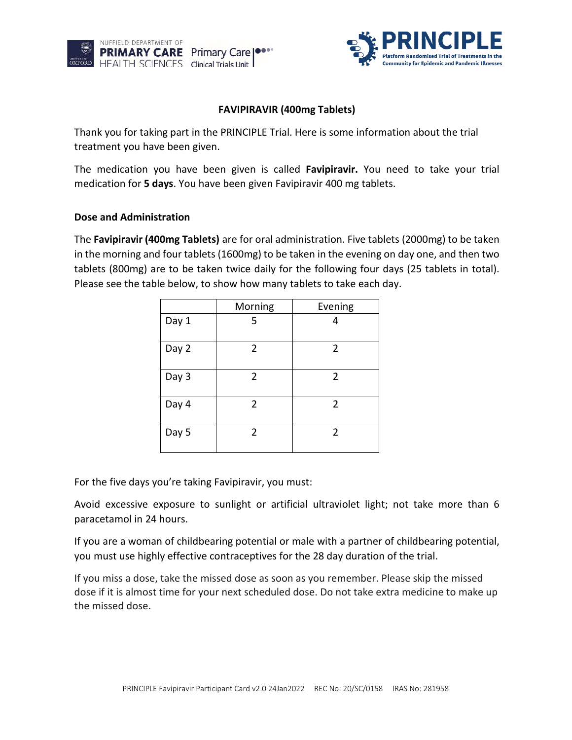# FAVIPIRAVIR (400mg Tablets)

Thank you for taking part in the PRINCIPLE Trial. Here is some information about the trial treatment you have been given.

The medication you have been given is called **Favipiravir.** You need to take your trial medication for **5 days**. You have been given Favipiravir 400 mg tablets.

### Dose and Administration

The **Favipiravir (400mg Tablets)** are for oral administration. Five tablets (2000mg) to be taken in the morning and four tablets (1600mg) to be taken in the evening on day one, and then two tablets (800mg) are to be taken twice daily for the following four days (25 tablets in total). Please see the table below, to show how many tablets to take each day.

| | Morning | Evening |
|---|---|---|
| Day 1 | 5 | 4 |
| Day 2 | 2 | 2 |
| Day 3 | 2 | 2 |
| Day 4 | 2 | 2 |
| Day 5 | 2 | 2 |

For the five days you're taking Favipiravir, you must:

Avoid excessive exposure to sunlight or artificial ultraviolet light; not take more than 6 paracetamol in 24 hours.

If you are a woman of childbearing potential or male with a partner of childbearing potential, you must use highly effective contraceptives for the 28 day duration of the trial.

If you miss a dose, take the missed dose as soon as you remember. Please skip the missed dose if it is almost time for your next scheduled dose. Do not take extra medicine to make up the missed dose.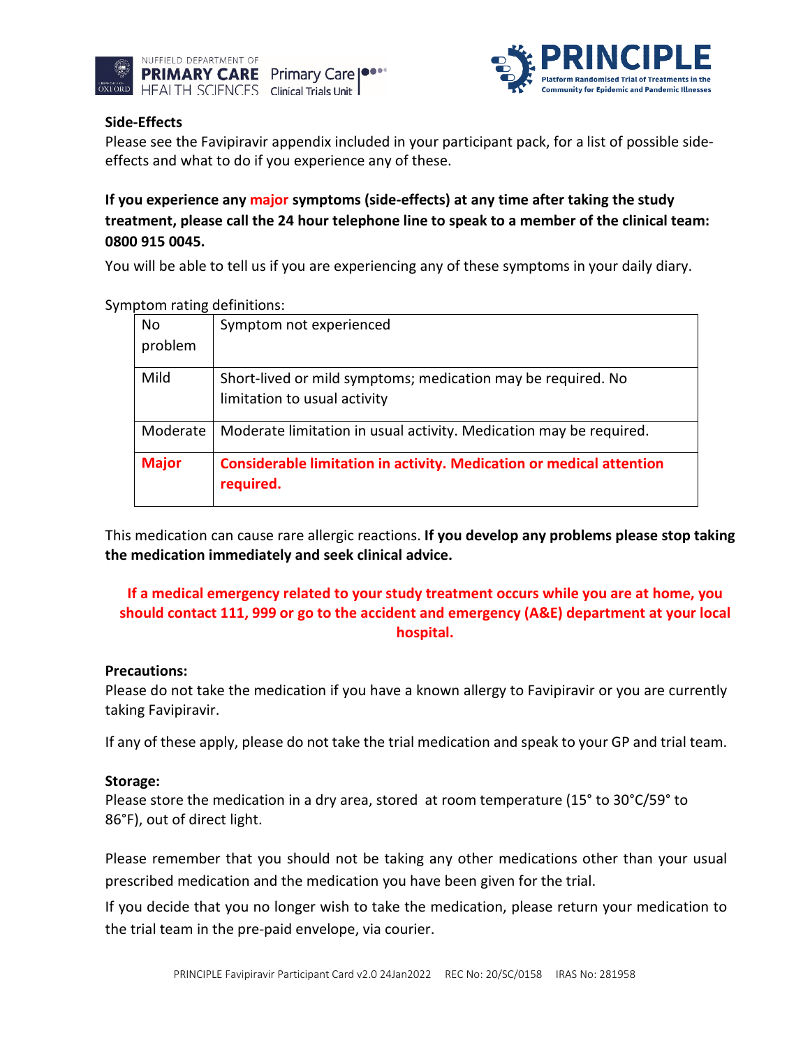**Side-Effects**

Please see the Favipiravir appendix included in your participant pack, for a list of possible side-effects and what to do if you experience any of these.

**If you experience any major symptoms (side-effects) at any time after taking the study treatment, please call the 24 hour telephone line to speak to a member of the clinical team: 0800 915 0045.**

You will be able to tell us if you are experiencing any of these symptoms in your daily diary.

Symptom rating definitions:

| | |
|---|---|
| No problem | Symptom not experienced |
| Mild | Short-lived or mild symptoms; medication may be required. No limitation to usual activity |
| Moderate | Moderate limitation in usual activity. Medication may be required. |
| **Major** | **Considerable limitation in activity. Medication or medical attention required.** |

This medication can cause rare allergic reactions. **If you develop any problems please stop taking the medication immediately and seek clinical advice.**

**If a medical emergency related to your study treatment occurs while you are at home, you should contact 111, 999 or go to the accident and emergency (A&E) department at your local hospital.**

**Precautions:**

Please do not take the medication if you have a known allergy to Favipiravir or you are currently taking Favipiravir.

If any of these apply, please do not take the trial medication and speak to your GP and trial team.

**Storage:**

Please store the medication in a dry area, stored at room temperature (15° to 30°C/59° to 86°F), out of direct light.

Please remember that you should not be taking any other medications other than your usual prescribed medication and the medication you have been given for the trial.

If you decide that you no longer wish to take the medication, please return your medication to the trial team in the pre-paid envelope, via courier.

PRINCIPLE Favipiravir Participant Card v2.0 24Jan2022 REC No: 20/SC/0158 IRAS No: 281958